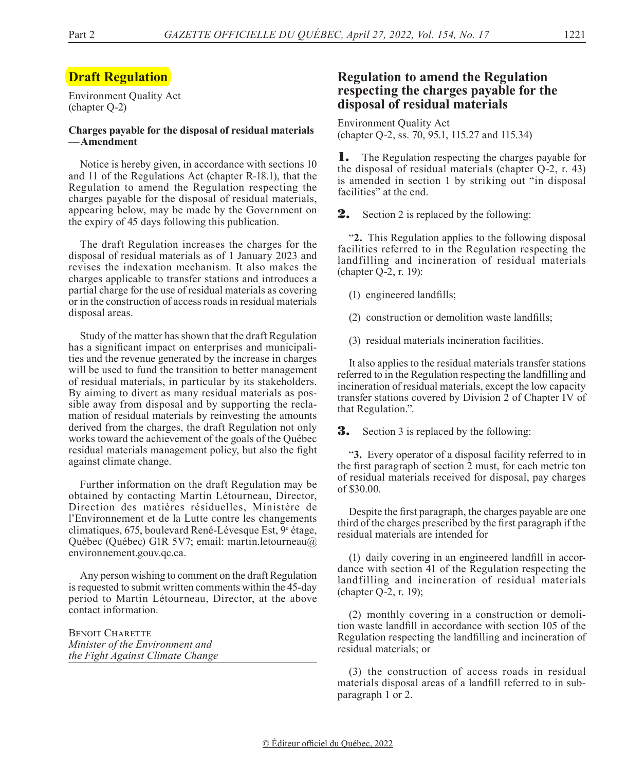## Draft Regulation

Environment Quality Act
(chapter Q-2)

**Charges payable for the disposal of residual materials — Amendment**

Notice is hereby given, in accordance with sections 10 and 11 of the Regulations Act (chapter R-18.1), that the Regulation to amend the Regulation respecting the charges payable for the disposal of residual materials, appearing below, may be made by the Government on the expiry of 45 days following this publication.

The draft Regulation increases the charges for the disposal of residual materials as of 1 January 2023 and revises the indexation mechanism. It also makes the charges applicable to transfer stations and introduces a partial charge for the use of residual materials as covering or in the construction of access roads in residual materials disposal areas.

Study of the matter has shown that the draft Regulation has a significant impact on enterprises and municipalities and the revenue generated by the increase in charges will be used to fund the transition to better management of residual materials, in particular by its stakeholders. By aiming to divert as many residual materials as possible away from disposal and by supporting the reclamation of residual materials by reinvesting the amounts derived from the charges, the draft Regulation not only works toward the achievement of the goals of the Québec residual materials management policy, but also the fight against climate change.

Further information on the draft Regulation may be obtained by contacting Martin Létourneau, Director, Direction des matières résiduelles, Ministère de l'Environnement et de la Lutte contre les changements climatiques, 675, boulevard René-Lévesque Est, 9e étage, Québec (Québec) G1R 5V7; email: martin.letourneau@environnement.gouv.qc.ca.

Any person wishing to comment on the draft Regulation is requested to submit written comments within the 45-day period to Martin Létourneau, Director, at the above contact information.

Benoit Charette
*Minister of the Environment and the Fight Against Climate Change*

## Regulation to amend the Regulation respecting the charges payable for the disposal of residual materials

Environment Quality Act
(chapter Q-2, ss. 70, 95.1, 115.27 and 115.34)

**1.** The Regulation respecting the charges payable for the disposal of residual materials (chapter Q-2, r. 43) is amended in section 1 by striking out "in disposal facilities" at the end.

**2.** Section 2 is replaced by the following:

"**2.** This Regulation applies to the following disposal facilities referred to in the Regulation respecting the landfilling and incineration of residual materials (chapter Q-2, r. 19):

(1) engineered landfills;

(2) construction or demolition waste landfills;

(3) residual materials incineration facilities.

It also applies to the residual materials transfer stations referred to in the Regulation respecting the landfilling and incineration of residual materials, except the low capacity transfer stations covered by Division 2 of Chapter IV of that Regulation.".

**3.** Section 3 is replaced by the following:

"**3.** Every operator of a disposal facility referred to in the first paragraph of section 2 must, for each metric ton of residual materials received for disposal, pay charges of $30.00.

Despite the first paragraph, the charges payable are one third of the charges prescribed by the first paragraph if the residual materials are intended for

(1) daily covering in an engineered landfill in accordance with section 41 of the Regulation respecting the landfilling and incineration of residual materials (chapter Q-2, r. 19);

(2) monthly covering in a construction or demolition waste landfill in accordance with section 105 of the Regulation respecting the landfilling and incineration of residual materials; or

(3) the construction of access roads in residual materials disposal areas of a landfill referred to in subparagraph 1 or 2.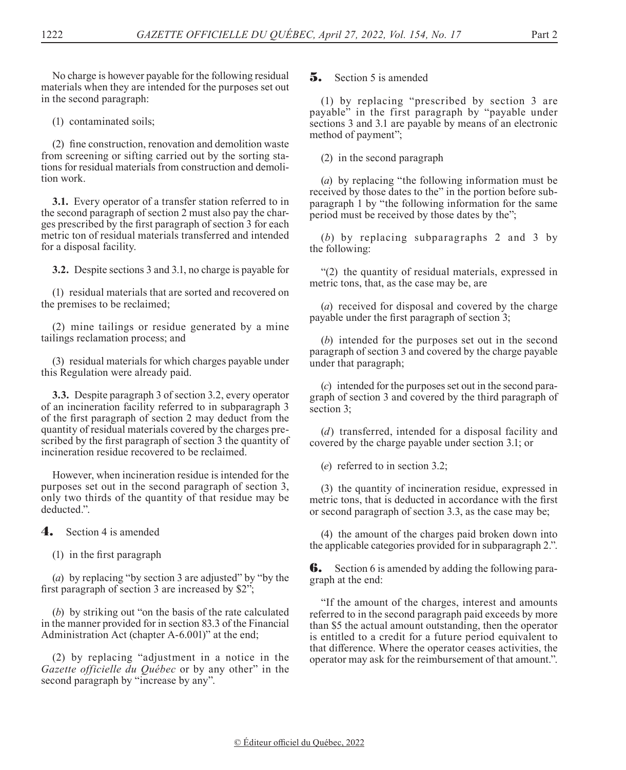No charge is however payable for the following residual materials when they are intended for the purposes set out in the second paragraph:

(1) contaminated soils;

(2) fine construction, renovation and demolition waste from screening or sifting carried out by the sorting stations for residual materials from construction and demolition work.

**3.1.** Every operator of a transfer station referred to in the second paragraph of section 2 must also pay the charges prescribed by the first paragraph of section 3 for each metric ton of residual materials transferred and intended for a disposal facility.

**3.2.** Despite sections 3 and 3.1, no charge is payable for

(1) residual materials that are sorted and recovered on the premises to be reclaimed;

(2) mine tailings or residue generated by a mine tailings reclamation process; and

(3) residual materials for which charges payable under this Regulation were already paid.

**3.3.** Despite paragraph 3 of section 3.2, every operator of an incineration facility referred to in subparagraph 3 of the first paragraph of section 2 may deduct from the quantity of residual materials covered by the charges prescribed by the first paragraph of section 3 the quantity of incineration residue recovered to be reclaimed.

However, when incineration residue is intended for the purposes set out in the second paragraph of section 3, only two thirds of the quantity of that residue may be deducted.".

**4.** Section 4 is amended

(1) in the first paragraph

(*a*) by replacing "by section 3 are adjusted" by "by the first paragraph of section 3 are increased by $2";

(*b*) by striking out "on the basis of the rate calculated in the manner provided for in section 83.3 of the Financial Administration Act (chapter A-6.001)" at the end;

(2) by replacing "adjustment in a notice in the *Gazette officielle du Québec* or by any other" in the second paragraph by "increase by any".

**5.** Section 5 is amended

(1) by replacing "prescribed by section 3 are payable" in the first paragraph by "payable under sections 3 and 3.1 are payable by means of an electronic method of payment";

(2) in the second paragraph

(*a*) by replacing "the following information must be received by those dates to the" in the portion before subparagraph 1 by "the following information for the same period must be received by those dates by the";

(*b*) by replacing subparagraphs 2 and 3 by the following:

"(2) the quantity of residual materials, expressed in metric tons, that, as the case may be, are

(*a*) received for disposal and covered by the charge payable under the first paragraph of section 3;

(*b*) intended for the purposes set out in the second paragraph of section 3 and covered by the charge payable under that paragraph;

(*c*) intended for the purposes set out in the second paragraph of section 3 and covered by the third paragraph of section 3;

(*d*) transferred, intended for a disposal facility and covered by the charge payable under section 3.1; or

(*e*) referred to in section 3.2;

(3) the quantity of incineration residue, expressed in metric tons, that is deducted in accordance with the first or second paragraph of section 3.3, as the case may be;

(4) the amount of the charges paid broken down into the applicable categories provided for in subparagraph 2.".

**6.** Section 6 is amended by adding the following paragraph at the end:

"If the amount of the charges, interest and amounts referred to in the second paragraph paid exceeds by more than $5 the actual amount outstanding, then the operator is entitled to a credit for a future period equivalent to that difference. Where the operator ceases activities, the operator may ask for the reimbursement of that amount.".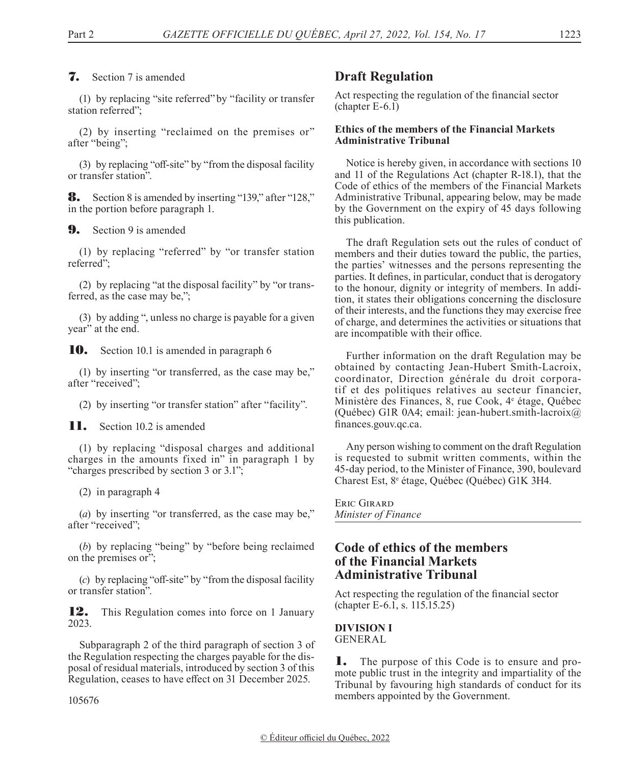**7.** Section 7 is amended

(1) by replacing "site referred" by "facility or transfer station referred";

(2) by inserting "reclaimed on the premises or" after "being";

(3) by replacing "off-site" by "from the disposal facility or transfer station".

**8.** Section 8 is amended by inserting "139," after "128," in the portion before paragraph 1.

**9.** Section 9 is amended

(1) by replacing "referred" by "or transfer station referred";

(2) by replacing "at the disposal facility" by "or transferred, as the case may be,";

(3) by adding ", unless no charge is payable for a given year" at the end.

**10.** Section 10.1 is amended in paragraph 6

(1) by inserting "or transferred, as the case may be," after "received";

(2) by inserting "or transfer station" after "facility".

**11.** Section 10.2 is amended

(1) by replacing "disposal charges and additional charges in the amounts fixed in" in paragraph 1 by "charges prescribed by section 3 or 3.1";

(2) in paragraph 4

(*a*) by inserting "or transferred, as the case may be," after "received";

(*b*) by replacing "being" by "before being reclaimed on the premises or";

(*c*) by replacing "off-site" by "from the disposal facility or transfer station".

**12.** This Regulation comes into force on 1 January 2023.

Subparagraph 2 of the third paragraph of section 3 of the Regulation respecting the charges payable for the disposal of residual materials, introduced by section 3 of this Regulation, ceases to have effect on 31 December 2025.

105676

## Draft Regulation

Act respecting the regulation of the financial sector (chapter E-6.1)

**Ethics of the members of the Financial Markets Administrative Tribunal**

Notice is hereby given, in accordance with sections 10 and 11 of the Regulations Act (chapter R-18.1), that the Code of ethics of the members of the Financial Markets Administrative Tribunal, appearing below, may be made by the Government on the expiry of 45 days following this publication.

The draft Regulation sets out the rules of conduct of members and their duties toward the public, the parties, the parties' witnesses and the persons representing the parties. It defines, in particular, conduct that is derogatory to the honour, dignity or integrity of members. In addition, it states their obligations concerning the disclosure of their interests, and the functions they may exercise free of charge, and determines the activities or situations that are incompatible with their office.

Further information on the draft Regulation may be obtained by contacting Jean-Hubert Smith-Lacroix, coordinator, Direction générale du droit corporatif et des politiques relatives au secteur financier, Ministère des Finances, 8, rue Cook, 4e étage, Québec (Québec) G1R 0A4; email: jean-hubert.smith-lacroix@finances.gouv.qc.ca.

Any person wishing to comment on the draft Regulation is requested to submit written comments, within the 45-day period, to the Minister of Finance, 390, boulevard Charest Est, 8e étage, Québec (Québec) G1K 3H4.

Eric Girard
*Minister of Finance*

## Code of ethics of the members of the Financial Markets Administrative Tribunal

Act respecting the regulation of the financial sector (chapter E-6.1, s. 115.15.25)

**DIVISION I**
GENERAL

**1.** The purpose of this Code is to ensure and promote public trust in the integrity and impartiality of the Tribunal by favouring high standards of conduct for its members appointed by the Government.